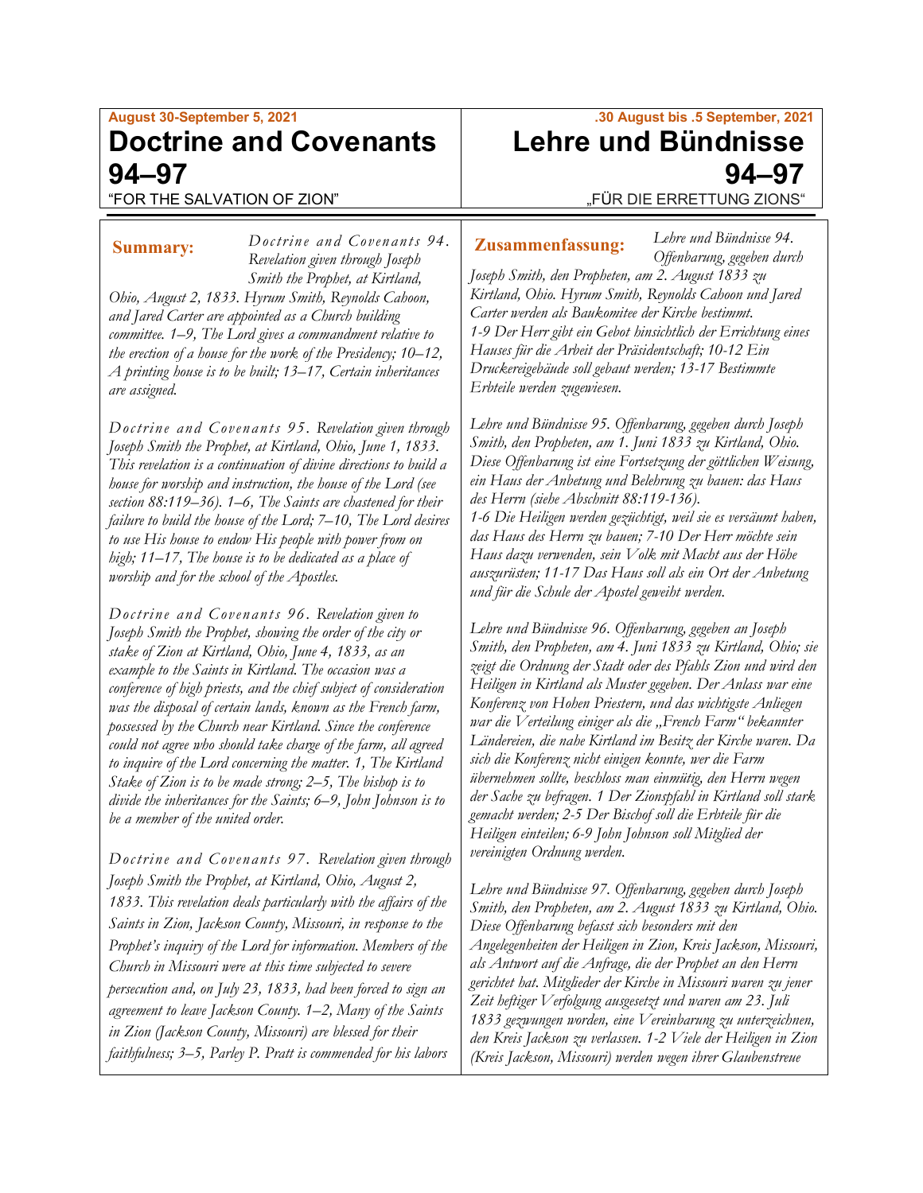August 30-September 5, 2021

# Doctrine and Covenants 94–97

"FOR THE SALVATION OF ZION"

**Summary:** *Doctrine and Covenants 94. Revelation given through Joseph Smith the Prophet, at Kirtland, Ohio, August 2, 1833. Hyrum Smith, Reynolds Cahoon, and Jared Carter are appointed as a Church building committee. 1–9, The Lord gives a commandment relative to the erection of a house for the work of the Presidency; 10–12, A printing house is to be built; 13–17, Certain inheritances are assigned.*

*Doctrine and Covenants 95. Revelation given through Joseph Smith the Prophet, at Kirtland, Ohio, June 1, 1833. This revelation is a continuation of divine directions to build a house for worship and instruction, the house of the Lord (see section 88:119–36). 1–6, The Saints are chastened for their failure to build the house of the Lord; 7–10, The Lord desires to use His house to endow His people with power from on high; 11–17, The house is to be dedicated as a place of worship and for the school of the Apostles.*

*Doctrine and Covenants 96. Revelation given to Joseph Smith the Prophet, showing the order of the city or stake of Zion at Kirtland, Ohio, June 4, 1833, as an example to the Saints in Kirtland. The occasion was a conference of high priests, and the chief subject of consideration was the disposal of certain lands, known as the French farm, possessed by the Church near Kirtland. Since the conference could not agree who should take charge of the farm, all agreed to inquire of the Lord concerning the matter. 1, The Kirtland Stake of Zion is to be made strong; 2–5, The bishop is to divide the inheritances for the Saints; 6–9, John Johnson is to be a member of the united order.*

*Doctrine and Covenants 97. Revelation given through Joseph Smith the Prophet, at Kirtland, Ohio, August 2, 1833. This revelation deals particularly with the affairs of the Saints in Zion, Jackson County, Missouri, in response to the Prophet's inquiry of the Lord for information. Members of the Church in Missouri were at this time subjected to severe persecution and, on July 23, 1833, had been forced to sign an agreement to leave Jackson County. 1–2, Many of the Saints in Zion (Jackson County, Missouri) are blessed for their faithfulness; 3–5, Parley P. Pratt is commended for his labors*

.30 August bis .5 September, 2021

# Lehre und Bündnisse 94–97

„FÜR DIE ERRETTUNG ZIONS"

**Zusammenfassung:** *Lehre und Bündnisse 94. Offenbarung, gegeben durch Joseph Smith, den Propheten, am 2. August 1833 zu Kirtland, Ohio. Hyrum Smith, Reynolds Cahoon und Jared Carter werden als Baukomitee der Kirche bestimmt. 1-9 Der Herr gibt ein Gebot hinsichtlich der Errichtung eines Hauses für die Arbeit der Präsidentschaft; 10-12 Ein Druckereigebäude soll gebaut werden; 13-17 Bestimmte Erbteile werden zugewiesen.*

*Lehre und Bündnisse 95. Offenbarung, gegeben durch Joseph Smith, den Propheten, am 1. Juni 1833 zu Kirtland, Ohio. Diese Offenbarung ist eine Fortsetzung der göttlichen Weisung, ein Haus der Anbetung und Belehrung zu bauen: das Haus des Herrn (siehe Abschnitt 88:119-136). 1-6 Die Heiligen werden gezüchtigt, weil sie es versäumt haben, das Haus des Herrn zu bauen; 7-10 Der Herr möchte sein Haus dazu verwenden, sein Volk mit Macht aus der Höhe auszurüsten; 11-17 Das Haus soll als ein Ort der Anbetung und für die Schule der Apostel geweiht werden.*

*Lehre und Bündnisse 96. Offenbarung, gegeben an Joseph Smith, den Propheten, am 4. Juni 1833 zu Kirtland, Ohio; sie zeigt die Ordnung der Stadt oder des Pfahls Zion und wird den Heiligen in Kirtland als Muster gegeben. Der Anlass war eine Konferenz von Hohen Priestern, und das wichtigste Anliegen war die Verteilung einiger als die „French Farm" bekannter Ländereien, die nahe Kirtland im Besitz der Kirche waren. Da sich die Konferenz nicht einigen konnte, wer die Farm übernehmen sollte, beschloss man einmütig, den Herrn wegen der Sache zu befragen. 1 Der Zionspfahl in Kirtland soll stark gemacht werden; 2-5 Der Bischof soll die Erbteile für die Heiligen einteilen; 6-9 John Johnson soll Mitglied der vereinigten Ordnung werden.*

*Lehre und Bündnisse 97. Offenbarung, gegeben durch Joseph Smith, den Propheten, am 2. August 1833 zu Kirtland, Ohio. Diese Offenbarung befasst sich besonders mit den Angelegenheiten der Heiligen in Zion, Kreis Jackson, Missouri, als Antwort auf die Anfrage, die der Prophet an den Herrn gerichtet hat. Mitglieder der Kirche in Missouri waren zu jener Zeit heftiger Verfolgung ausgesetzt und waren am 23. Juli 1833 gezwungen worden, eine Vereinbarung zu unterzeichnen, den Kreis Jackson zu verlassen. 1-2 Viele der Heiligen in Zion (Kreis Jackson, Missouri) werden wegen ihrer Glaubenstreue*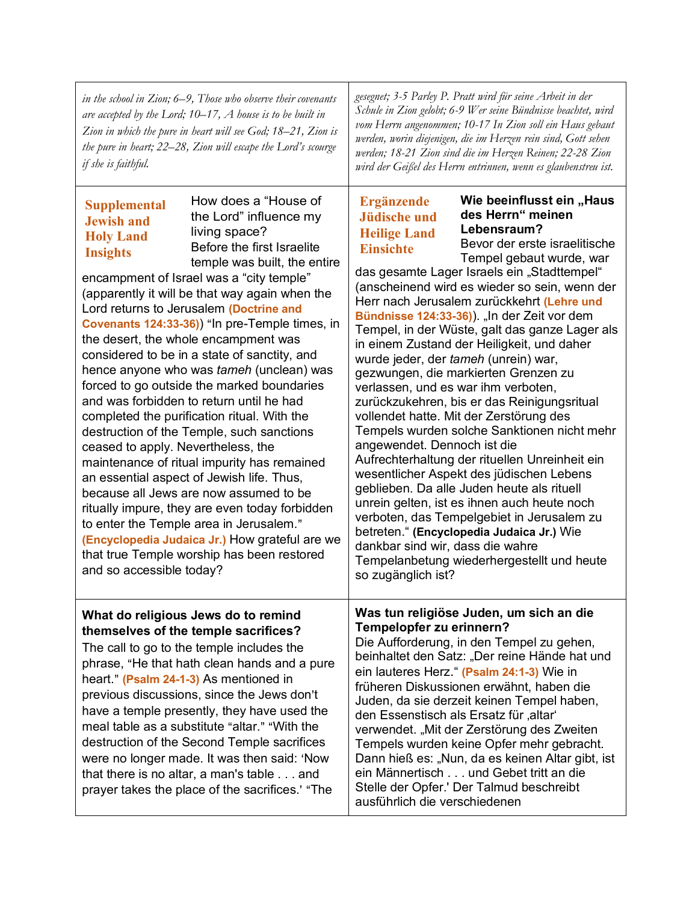| | |
|---|---|
| *in the school in Zion; 6–9, Those who observe their covenants are accepted by the Lord; 10–17, A house is to be built in Zion in which the pure in heart will see God; 18–21, Zion is the pure in heart; 22–28, Zion will escape the Lord's scourge if she is faithful.* | *gesegnet; 3-5 Parley P. Pratt wird für seine Arbeit in der Schule in Zion gelobt; 6-9 Wer seine Bündnisse beachtet, wird vom Herrn angenommen; 10-17 In Zion soll ein Haus gebaut werden, worin diejenigen, die im Herzen rein sind, Gott sehen werden; 18-21 Zion sind die im Herzen Reinen; 22-28 Zion wird der Geißel des Herrn entrinnen, wenn es glaubenstreu ist.* |
| **Supplemental Jewish and Holy Land Insights** How does a "House of the Lord" influence my living space? Before the first Israelite temple was built, the entire encampment of Israel was a "city temple" (apparently it will be that way again when the Lord returns to Jerusalem **(Doctrine and Covenants 124:33-36)**) "In pre-Temple times, in the desert, the whole encampment was considered to be in a state of sanctity, and hence anyone who was *tameh* (unclean) was forced to go outside the marked boundaries and was forbidden to return until he had completed the purification ritual. With the destruction of the Temple, such sanctions ceased to apply. Nevertheless, the maintenance of ritual impurity has remained an essential aspect of Jewish life. Thus, because all Jews are now assumed to be ritually impure, they are even today forbidden to enter the Temple area in Jerusalem." **(Encyclopedia Judaica Jr.)** How grateful are we that true Temple worship has been restored and so accessible today? | **Ergänzende Jüdische und Heilige Land Einsichte** **Wie beeinflusst ein „Haus des Herrn" meinen Lebensraum?** Bevor der erste israelitische Tempel gebaut wurde, war das gesamte Lager Israels ein „Stadttempel" (anscheinend wird es wieder so sein, wenn der Herr nach Jerusalem zurückkehrt **(Lehre und Bündnisse 124:33-36)**). „In der Zeit vor dem Tempel, in der Wüste, galt das ganze Lager als in einem Zustand der Heiligkeit, und daher wurde jeder, der *tameh* (unrein) war, gezwungen, die markierten Grenzen zu verlassen, und es war ihm verboten, zurückzukehren, bis er das Reinigungsritual vollendet hatte. Mit der Zerstörung des Tempels wurden solche Sanktionen nicht mehr angewendet. Dennoch ist die Aufrechterhaltung der rituellen Unreinheit ein wesentlicher Aspekt des jüdischen Lebens geblieben. Da alle Juden heute als rituell unrein gelten, ist es ihnen auch heute noch verboten, das Tempelgebiet in Jerusalem zu betreten." **(Encyclopedia Judaica Jr.)** Wie dankbar sind wir, dass die wahre Tempelanbetung wiederhergestellt und heute so zugänglich ist? |
| **What do religious Jews do to remind themselves of the temple sacrifices?** The call to go to the temple includes the phrase, "He that hath clean hands and a pure heart." **(Psalm 24-1-3)** As mentioned in previous discussions, since the Jews don't have a temple presently, they have used the meal table as a substitute "altar." "With the destruction of the Second Temple sacrifices were no longer made. It was then said: 'Now that there is no altar, a man's table . . . and prayer takes the place of the sacrifices.' "The | **Was tun religiöse Juden, um sich an die Tempelopfer zu erinnern?** Die Aufforderung, in den Tempel zu gehen, beinhaltet den Satz: „Der reine Hände hat und ein lauteres Herz." **(Psalm 24:1-3)** Wie in früheren Diskussionen erwähnt, haben die Juden, da sie derzeit keinen Tempel haben, den Essenstisch als Ersatz für ‚altar' verwendet. „Mit der Zerstörung des Zweiten Tempels wurden keine Opfer mehr gebracht. Dann hieß es: „Nun, da es keinen Altar gibt, ist ein Männertisch . . . und Gebet tritt an die Stelle der Opfer.' Der Talmud beschreibt ausführlich die verschiedenen |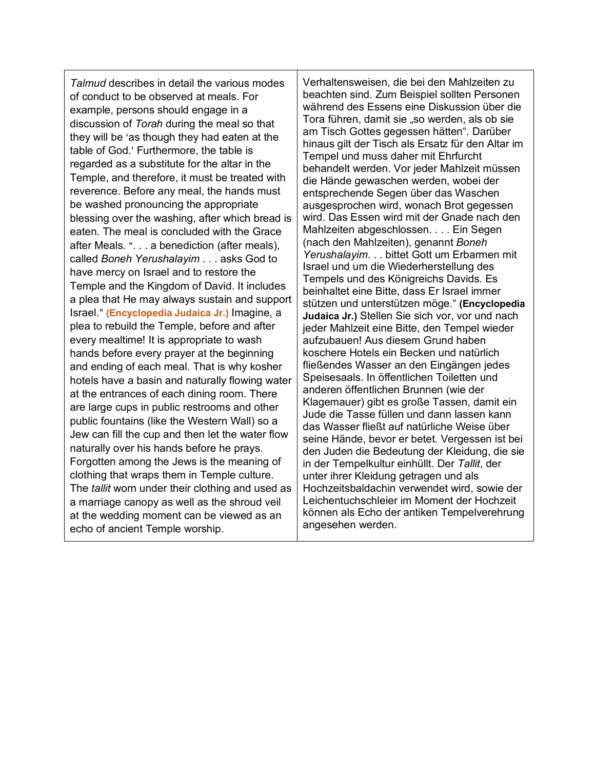| | |
|---|---|
| *Talmud* describes in detail the various modes of conduct to be observed at meals. For example, persons should engage in a discussion of *Torah* during the meal so that they will be 'as though they had eaten at the table of God.' Furthermore, the table is regarded as a substitute for the altar in the Temple, and therefore, it must be treated with reverence. Before any meal, the hands must be washed pronouncing the appropriate blessing over the washing, after which bread is eaten. The meal is concluded with the Grace after Meals. ". . . a benediction (after meals), called *Boneh Yerushalayim* . . . asks God to have mercy on Israel and to restore the Temple and the Kingdom of David. It includes a plea that He may always sustain and support Israel." **(Encyclopedia Judaica Jr.)** Imagine, a plea to rebuild the Temple, before and after every mealtime! It is appropriate to wash hands before every prayer at the beginning and ending of each meal. That is why kosher hotels have a basin and naturally flowing water at the entrances of each dining room. There are large cups in public restrooms and other public fountains (like the Western Wall) so a Jew can fill the cup and then let the water flow naturally over his hands before he prays. Forgotten among the Jews is the meaning of clothing that wraps them in Temple culture. The *tallit* worn under their clothing and used as a marriage canopy as well as the shroud veil at the wedding moment can be viewed as an echo of ancient Temple worship. | Verhaltensweisen, die bei den Mahlzeiten zu beachten sind. Zum Beispiel sollten Personen während des Essens eine Diskussion über die Tora führen, damit sie „so werden, als ob sie am Tisch Gottes gegessen hätten". Darüber hinaus gilt der Tisch als Ersatz für den Altar im Tempel und muss daher mit Ehrfurcht behandelt werden. Vor jeder Mahlzeit müssen die Hände gewaschen werden, wobei der entsprechende Segen über das Waschen ausgesprochen wird, wonach Brot gegessen wird. Das Essen wird mit der Gnade nach den Mahlzeiten abgeschlossen. . . . Ein Segen (nach den Mahlzeiten), genannt *Boneh Yerushalayim*. . . bittet Gott um Erbarmen mit Israel und um die Wiederherstellung des Tempels und des Königreichs Davids. Es beinhaltet eine Bitte, dass Er Israel immer stützen und unterstützen möge." **(Encyclopedia Judaica Jr.)** Stellen Sie sich vor, vor und nach jeder Mahlzeit eine Bitte, den Tempel wieder aufzubauen! Aus diesem Grund haben koschere Hotels ein Becken und natürlich fließendes Wasser an den Eingängen jedes Speisesaals. In öffentlichen Toiletten und anderen öffentlichen Brunnen (wie der Klagemauer) gibt es große Tassen, damit ein Jude die Tasse füllen und dann lassen kann das Wasser fließt auf natürliche Weise über seine Hände, bevor er betet. Vergessen ist bei den Juden die Bedeutung der Kleidung, die sie in der Tempelkultur einhüllt. Der *Tallit*, der unter ihrer Kleidung getragen und als Hochzeitsbaldachin verwendet wird, sowie der Leichentuchschleier im Moment der Hochzeit können als Echo der antiken Tempelverehrung angesehen werden. |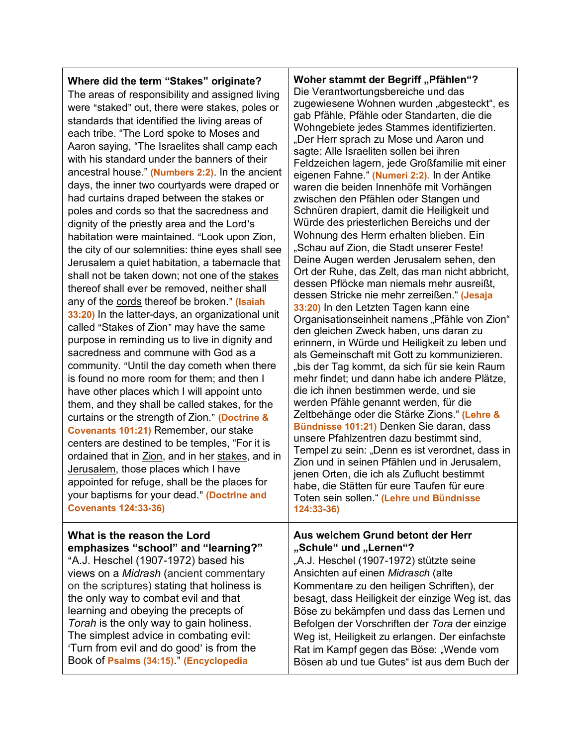| **Where did the term "Stakes" originate?** The areas of responsibility and assigned living were "staked" out, there were stakes, poles or standards that identified the living areas of each tribe. "The Lord spoke to Moses and Aaron saying, "The Israelites shall camp each with his standard under the banners of their ancestral house." **(Numbers 2:2)**. In the ancient days, the inner two courtyards were draped or had curtains draped between the stakes or poles and cords so that the sacredness and dignity of the priestly area and the Lord's habitation were maintained. "Look upon Zion, the city of our solemnities: thine eyes shall see Jerusalem a quiet habitation, a tabernacle that shall not be taken down; not one of the stakes thereof shall ever be removed, neither shall any of the cords thereof be broken." **(Isaiah 33:20)** In the latter-days, an organizational unit called "Stakes of Zion" may have the same purpose in reminding us to live in dignity and sacredness and commune with God as a community. "Until the day cometh when there is found no more room for them; and then I have other places which I will appoint unto them, and they shall be called stakes, for the curtains or the strength of Zion." **(Doctrine & Covenants 101:21)** Remember, our stake centers are destined to be temples, "For it is ordained that in Zion, and in her stakes, and in Jerusalem, those places which I have appointed for refuge, shall be the places for your baptisms for your dead." **(Doctrine and Covenants 124:33-36)** | **Woher stammt der Begriff „Pfählen"?** Die Verantwortungsbereiche und das zugewiesene Wohnen wurden „abgesteckt", es gab Pfähle, Pfähle oder Standarten, die die Wohngebiete jedes Stammes identifizierten. „Der Herr sprach zu Mose und Aaron und sagte: Alle Israeliten sollen bei ihren Feldzeichen lagern, jede Großfamilie mit einer eigenen Fahne." **(Numeri 2:2).** In der Antike waren die beiden Innenhöfe mit Vorhängen zwischen den Pfählen oder Stangen und Schnüren drapiert, damit die Heiligkeit und Würde des priesterlichen Bereichs und der Wohnung des Herrn erhalten blieben. Ein „Schau auf Zion, die Stadt unserer Feste! Deine Augen werden Jerusalem sehen, den Ort der Ruhe, das Zelt, das man nicht abbricht, dessen Pflöcke man niemals mehr ausreißt, dessen Stricke nie mehr zerreißen." **(Jesaja 33:20)** In den Letzten Tagen kann eine Organisationseinheit namens „Pfähle von Zion" den gleichen Zweck haben, uns daran zu erinnern, in Würde und Heiligkeit zu leben und als Gemeinschaft mit Gott zu kommunizieren. „bis der Tag kommt, da sich für sie kein Raum mehr findet; und dann habe ich andere Plätze, die ich ihnen bestimmen werde, und sie werden Pfähle genannt werden, für die Zeltbehänge oder die Stärke Zions." **(Lehre & Bündnisse 101:21)** Denken Sie daran, dass unsere Pfahlzentren dazu bestimmt sind, Tempel zu sein: „Denn es ist verordnet, dass in Zion und in seinen Pfählen und in Jerusalem, jenen Orten, die ich als Zuflucht bestimmt habe, die Stätten für eure Taufen für eure Toten sein sollen." **(Lehre und Bündnisse 124:33-36)** |
|---|---|
| **What is the reason the Lord emphasizes "school" and "learning?"** "A.J. Heschel (1907-1972) based his views on a *Midrash* (ancient commentary on the scriptures) stating that holiness is the only way to combat evil and that learning and obeying the precepts of *Torah* is the only way to gain holiness. The simplest advice in combating evil: 'Turn from evil and do good' is from the Book of **Psalms (34:15)**." **(Encyclopedia** | **Aus welchem Grund betont der Herr „Schule" und „Lernen"?** „A.J. Heschel (1907-1972) stützte seine Ansichten auf einen *Midrasch* (alte Kommentare zu den heiligen Schriften), der besagt, dass Heiligkeit der einzige Weg ist, das Böse zu bekämpfen und dass das Lernen und Befolgen der Vorschriften der *Tora* der einzige Weg ist, Heiligkeit zu erlangen. Der einfachste Rat im Kampf gegen das Böse: „Wende vom Bösen ab und tue Gutes" ist aus dem Buch der |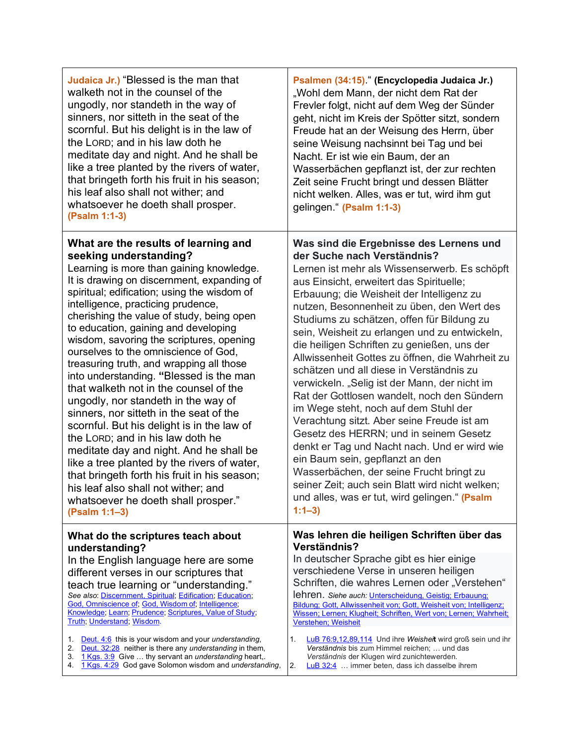| | |
|---|---|
| **Judaica Jr.)** "Blessed is the man that walketh not in the counsel of the ungodly, nor standeth in the way of sinners, nor sitteth in the seat of the scornful. But his delight is in the law of the LORD; and in his law doth he meditate day and night. And he shall be like a tree planted by the rivers of water, that bringeth forth his fruit in his season; his leaf also shall not wither; and whatsoever he doeth shall prosper. **(Psalm 1:1-3)** | **Psalmen (34:15)**." **(Encyclopedia Judaica Jr.)** „Wohl dem Mann, der nicht dem Rat der Frevler folgt, nicht auf dem Weg der Sünder geht, nicht im Kreis der Spötter sitzt, sondern Freude hat an der Weisung des Herrn, über seine Weisung nachsinnt bei Tag und bei Nacht. Er ist wie ein Baum, der an Wasserbächen gepflanzt ist, der zur rechten Zeit seine Frucht bringt und dessen Blätter nicht welken. Alles, was er tut, wird ihm gut gelingen." **(Psalm 1:1-3)** |
| **What are the results of learning and seeking understanding?** Learning is more than gaining knowledge. It is drawing on discernment, expanding of spiritual; edification; using the wisdom of intelligence, practicing prudence, cherishing the value of study, being open to education, gaining and developing wisdom, savoring the scriptures, opening ourselves to the omniscience of God, treasuring truth, and wrapping all those into understanding. **"**Blessed is the man that walketh not in the counsel of the ungodly, nor standeth in the way of sinners, nor sitteth in the seat of the scornful. But his delight is in the law of the LORD; and in his law doth he meditate day and night. And he shall be like a tree planted by the rivers of water, that bringeth forth his fruit in his season; his leaf also shall not wither; and whatsoever he doeth shall prosper." **(Psalm 1:1–3)** | **Was sind die Ergebnisse des Lernens und der Suche nach Verständnis?** Lernen ist mehr als Wissenserwerb. Es schöpft aus Einsicht, erweitert das Spirituelle; Erbauung; die Weisheit der Intelligenz zu nutzen, Besonnenheit zu üben, den Wert des Studiums zu schätzen, offen für Bildung zu sein, Weisheit zu erlangen und zu entwickeln, die heiligen Schriften zu genießen, uns der Allwissenheit Gottes zu öffnen, die Wahrheit zu schätzen und all diese in Verständnis zu verwickeln. „Selig ist der Mann, der nicht im Rat der Gottlosen wandelt, noch den Sündern im Wege steht, noch auf dem Stuhl der Verachtung sitzt. Aber seine Freude ist am Gesetz des HERRN; und in seinem Gesetz denkt er Tag und Nacht nach. Und er wird wie ein Baum sein, gepflanzt an den Wasserbächen, der seine Frucht bringt zu seiner Zeit; auch sein Blatt wird nicht welken; und alles, was er tut, wird gelingen." **(Psalm 1:1–3)** |
| **What do the scriptures teach about understanding?** In the English language here are some different verses in our scriptures that teach true learning or "understanding." *See also*: Discernment, Spiritual; Edification; Education; God, Omniscience of; God, Wisdom of; Intelligence; Knowledge; Learn; Prudence; Scriptures, Value of Study; Truth; Understand; Wisdom. <br><br> 1. Deut. 4:6 this is your wisdom and your *understanding*, <br> 2. Deut. 32:28 neither is there any *understanding* in them, <br> 3. 1 Kgs. 3:9 Give … thy servant an *understanding* heart,. <br> 4. 1 Kgs. 4:29 God gave Solomon wisdom and *understanding*, | **Was lehren die heiligen Schriften über das Verständnis?** In deutscher Sprache gibt es hier einige verschiedene Verse in unseren heiligen Schriften, die wahres Lernen oder „Verstehen" lehren. *Siehe auch:* Unterscheidung, Geistig; Erbauung; Bildung; Gott, Allwissenheit von; Gott, Weisheit von; Intelligenz; Wissen; Lernen; Klugheit; Schriften, Wert von; Lernen; Wahrheit; Verstehen; Weisheit <br><br> 1. LuB 76:9,12,89,114 Und ihre *Weisheit* wird groß sein und ihr *Verständnis* bis zum Himmel reichen; … und das *Verständnis* der Klugen wird zunichtewerden. <br> 2. LuB 32:4 … immer beten, dass ich dasselbe ihrem |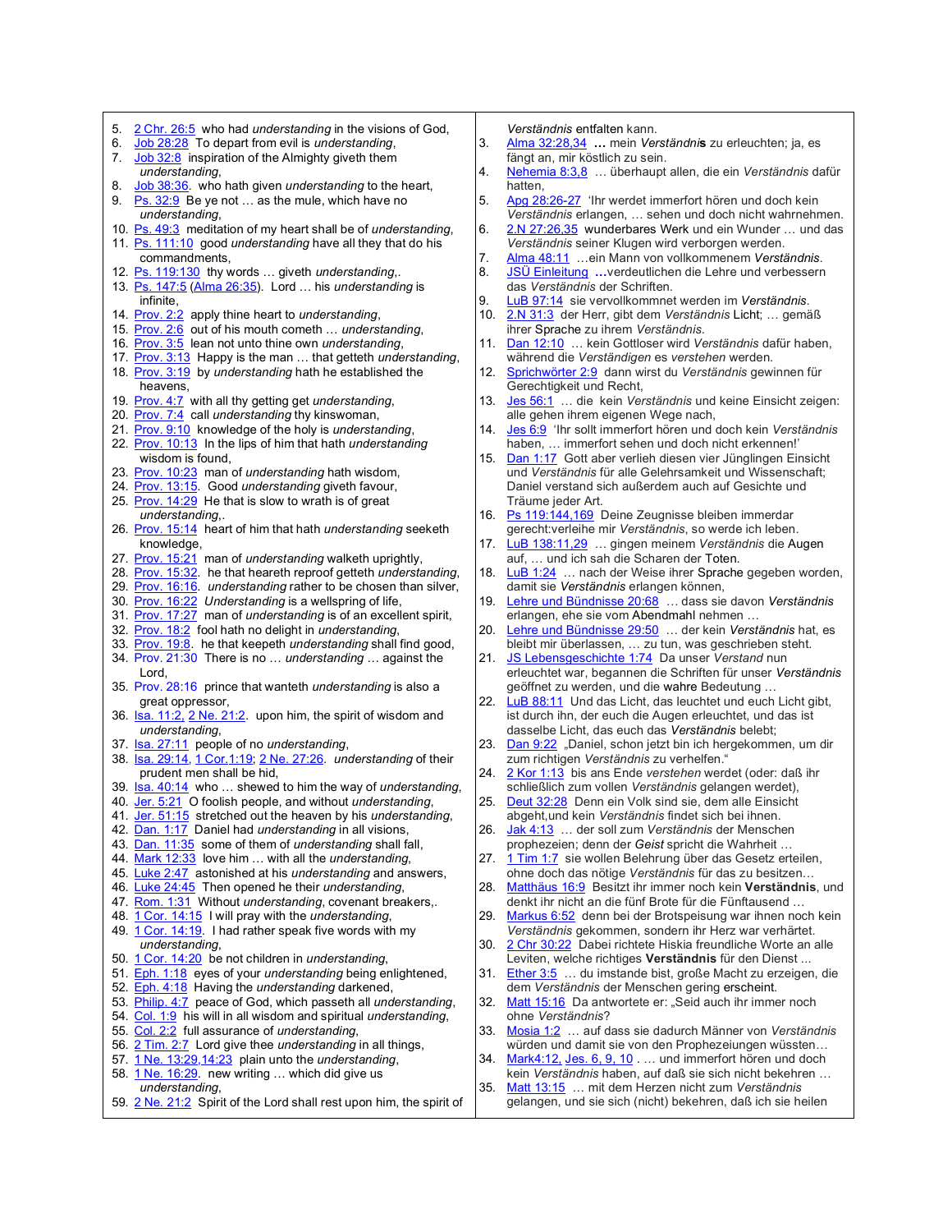5. 2 Chr. 26:5 who had *understanding* in the visions of God,
6. Job 28:28 To depart from evil is *understanding*,
7. Job 32:8 inspiration of the Almighty giveth them *understanding*,
8. Job 38:36. who hath given *understanding* to the heart,
9. Ps. 32:9 Be ye not … as the mule, which have no *understanding*,
10. Ps. 49:3 meditation of my heart shall be of *understanding*,
11. Ps. 111:10 good *understanding* have all they that do his commandments,
12. Ps. 119:130 thy words … giveth *understanding*,.
13. Ps. 147:5 (Alma 26:35). Lord … his *understanding* is infinite,
14. Prov. 2:2 apply thine heart to *understanding*,
15. Prov. 2:6 out of his mouth cometh … *understanding*,
16. Prov. 3:5 lean not unto thine own *understanding*,
17. Prov. 3:13 Happy is the man … that getteth *understanding*,
18. Prov. 3:19 by *understanding* hath he established the heavens,
19. Prov. 4:7 with all thy getting get *understanding*,
20. Prov. 7:4 call *understanding* thy kinswoman,
21. Prov. 9:10 knowledge of the holy is *understanding*,
22. Prov. 10:13 In the lips of him that hath *understanding* wisdom is found,
23. Prov. 10:23 man of *understanding* hath wisdom,
24. Prov. 13:15. Good *understanding* giveth favour,
25. Prov. 14:29 He that is slow to wrath is of great *understanding*,.
26. Prov. 15:14 heart of him that hath *understanding* seeketh knowledge,
27. Prov. 15:21 man of *understanding* walketh uprightly,
28. Prov. 15:32. he that heareth reproof getteth *understanding*,
29. Prov. 16:16. *understanding* rather to be chosen than silver,
30. Prov. 16:22 *Understanding* is a wellspring of life,
31. Prov. 17:27 man of *understanding* is of an excellent spirit,
32. Prov. 18:2 fool hath no delight in *understanding*,
33. Prov. 19:8. he that keepeth *understanding* shall find good,
34. Prov. 21:30 There is no … *understanding* … against the Lord,
35. Prov. 28:16 prince that wanteth *understanding* is also a great oppressor,
36. Isa. 11:2, 2 Ne. 21:2. upon him, the spirit of wisdom and *understanding*,
37. Isa. 27:11 people of no *understanding*,
38. Isa. 29:14, 1 Cor.1:19; 2 Ne. 27:26. *understanding* of their prudent men shall be hid,
39. Isa. 40:14 who … shewed to him the way of *understanding*,
40. Jer. 5:21 O foolish people, and without *understanding*,
41. Jer. 51:15 stretched out the heaven by his *understanding*,
42. Dan. 1:17 Daniel had *understanding* in all visions,
43. Dan. 11:35 some of them of *understanding* shall fall,
44. Mark 12:33 love him … with all the *understanding*,
45. Luke 2:47 astonished at his *understanding* and answers,
46. Luke 24:45 Then opened he their *understanding*,
47. Rom. 1:31 Without *understanding*, covenant breakers,.
48. 1 Cor. 14:15 I will pray with the *understanding*,
49. 1 Cor. 14:19. I had rather speak five words with my *understanding*,
50. 1 Cor. 14:20 be not children in *understanding*,
51. Eph. 1:18 eyes of your *understanding* being enlightened,
52. Eph. 4:18 Having the *understanding* darkened,
53. Philip. 4:7 peace of God, which passeth all *understanding*,
54. Col. 1:9 his will in all wisdom and spiritual *understanding*,
55. Col. 2:2 full assurance of *understanding*,
56. 2 Tim. 2:7 Lord give thee *understanding* in all things,
57. 1 Ne. 13:29,14:23 plain unto the *understanding*,
58. 1 Ne. 16:29. new writing … which did give us *understanding*,
59. 2 Ne. 21:2 Spirit of the Lord shall rest upon him, the spirit of

*Verständnis* entfalten kann.

3. Alma 32:28,34 **…** mein *Verständni***s** zu erleuchten; ja, es fängt an, mir köstlich zu sein.
4. Nehemia 8:3,8 … überhaupt allen, die ein *Verständnis* dafür hatten,
5. Apg 28:26-27 ‘Ihr werdet immerfort hören und doch kein *Verständnis* erlangen, … sehen und doch nicht wahrnehmen.
6. 2.N 27:26,35 wunderbares Werk und ein Wunder … und das *Verständnis* seiner Klugen wird verborgen werden.
7. Alma 48:11 …ein Mann von vollkommenem *Verständnis*.
8. JSÜ Einleitung **…**verdeutlichen die Lehre und verbessern das *Verständnis* der Schriften.
9. LuB 97:14 sie vervollkommnet werden im *Verständnis*.
10. 2.N 31:3 der Herr, gibt dem *Verständnis* Licht; … gemäß ihrer Sprache zu ihrem *Verständnis*.
11. Dan 12:10 … kein Gottloser wird *Verständnis* dafür haben, während die *Verständigen* es *verstehen* werden.
12. Sprichwörter 2:9 dann wirst du *Verständnis* gewinnen für Gerechtigkeit und Recht,
13. Jes 56:1 … die kein *Verständnis* und keine Einsicht zeigen: alle gehen ihrem eigenen Wege nach,
14. Jes 6:9 ‘Ihr sollt immerfort hören und doch kein *Verständnis* haben, … immerfort sehen und doch nicht erkennen!’
15. Dan 1:17 Gott aber verlieh diesen vier Jünglingen Einsicht und *Verständnis* für alle Gelehrsamkeit und Wissenschaft; Daniel verstand sich außerdem auch auf Gesichte und Träume jeder Art.
16. Ps 119:144,169 Deine Zeugnisse bleiben immerdar gerecht:verleihe mir *Verständnis*, so werde ich leben.
17. LuB 138:11,29 … gingen meinem *Verständnis* die Augen auf, … und ich sah die Scharen der Toten.
18. LuB 1:24 … nach der Weise ihrer Sprache gegeben worden, damit sie *Verständnis* erlangen können,
19. Lehre und Bündnisse 20:68 … dass sie davon *Verständnis* erlangen, ehe sie vom Abendmahl nehmen …
20. Lehre und Bündnisse 29:50 … der kein *Verständnis* hat, es bleibt mir überlassen, … zu tun, was geschrieben steht.
21. JS Lebensgeschichte 1:74 Da unser *Verstand* nun erleuchtet war, begannen die Schriften für unser *Verständnis* geöffnet zu werden, und die wahre Bedeutung …
22. LuB 88:11 Und das Licht, das leuchtet und euch Licht gibt, ist durch ihn, der euch die Augen erleuchtet, und das ist dasselbe Licht, das euch das *Verständnis* belebt;
23. Dan 9:22 „Daniel, schon jetzt bin ich hergekommen, um dir zum richtigen *Verständnis* zu verhelfen.“
24. 2 Kor 1:13 bis ans Ende *verstehen* werdet (oder: daß ihr schließlich zum vollen *Verständnis* gelangen werdet),
25. Deut 32:28 Denn ein Volk sind sie, dem alle Einsicht abgeht,und kein *Verständnis* findet sich bei ihnen.
26. Jak 4:13 … der soll zum *Verständnis* der Menschen prophezeien; denn der ***Geist*** spricht die Wahrheit …
27. 1 Tim 1:7 sie wollen Belehrung über das Gesetz erteilen, ohne doch das nötige *Verständnis* für das zu besitzen…
28. Matthäus 16:9 Besitzt ihr immer noch kein **Verständnis**, und denkt ihr nicht an die fünf Brote für die Fünftausend …
29. Markus 6:52 denn bei der Brotspeisung war ihnen noch kein *Verständnis* gekommen, sondern ihr Herz war verhärtet.
30. 2 Chr 30:22 Dabei richtete Hiskia freundliche Worte an alle Leviten, welche richtiges **Verständnis** für den Dienst ...
31. Ether 3:5 … du imstande bist, große Macht zu erzeigen, die dem *Verständnis* der Menschen gering erscheint.
32. Matt 15:16 Da antwortete er: „Seid auch ihr immer noch ohne *Verständnis*?
33. Mosia 1:2 … auf dass sie dadurch Männer von *Verständnis* würden und damit sie von den Prophezeiungen wüssten…
34. Mark4:12, Jes. 6, 9, 10 . … und immerfort hören und doch kein *Verständnis* haben, auf daß sie sich nicht bekehren …
35. Matt 13:15 … mit dem Herzen nicht zum *Verständnis* gelangen, und sie sich (nicht) bekehren, daß ich sie heilen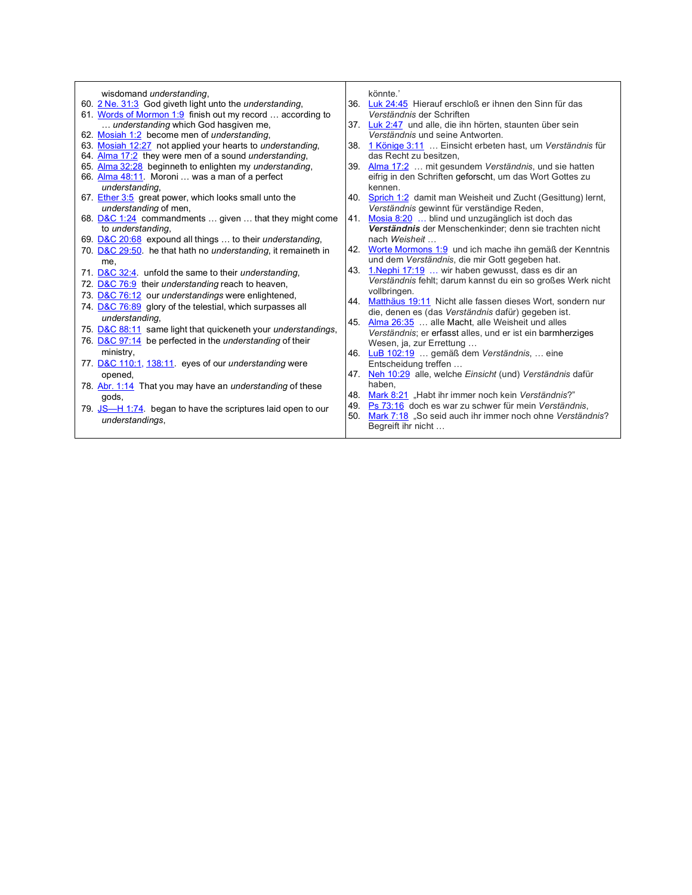wisdomand *understanding*,

60. 2 Ne. 31:3 God giveth light unto the *understanding*,
61. Words of Mormon 1:9 finish out my record … according to … *understanding* which God hasgiven me,
62. Mosiah 1:2 become men of *understanding*,
63. Mosiah 12:27 not applied your hearts to *understanding*,
64. Alma 17:2 they were men of a sound *understanding*,
65. Alma 32:28 beginneth to enlighten my *understanding*,
66. Alma 48:11. Moroni … was a man of a perfect *understanding*,
67. Ether 3:5 great power, which looks small unto the *understanding* of men,
68. D&C 1:24 commandments … given … that they might come to *understanding*,
69. D&C 20:68 expound all things … to their *understanding*,
70. D&C 29:50. he that hath no *understanding*, it remaineth in me,
71. D&C 32:4. unfold the same to their *understanding*,
72. D&C 76:9 their *understanding* reach to heaven,
73. D&C 76:12 our *understandings* were enlightened,
74. D&C 76:89 glory of the telestial, which surpasses all *understanding*,
75. D&C 88:11 same light that quickeneth your *understandings*,
76. D&C 97:14 be perfected in the *understanding* of their ministry,
77. D&C 110:1, 138:11. eyes of our *understanding* were opened,
78. Abr. 1:14 That you may have an *understanding* of these gods,
79. JS—H 1:74. began to have the scriptures laid open to our *understandings*,

könnte.'

36. Luk 24:45 Hierauf erschloß er ihnen den Sinn für das *Verständnis* der Schriften
37. Luk 2:47 und alle, die ihn hörten, staunten über sein *Verständnis* und seine Antworten.
38. 1 Könige 3:11 … Einsicht erbeten hast, um *Verständnis* für das Recht zu besitzen,
39. Alma 17:2 … mit gesundem *Verständnis*, und sie hatten eifrig in den Schriften geforscht, um das Wort Gottes zu kennen.
40. Sprich 1:2 damit man Weisheit und Zucht (Gesittung) lernt, *Verständnis* gewinnt für verständige Reden,
41. Mosia 8:20 … blind und unzugänglich ist doch das ***Verständnis*** der Menschenkinder; denn sie trachten nicht nach *Weisheit* …
42. Worte Mormons 1:9 und ich mache ihn gemäß der Kenntnis und dem *Verständnis*, die mir Gott gegeben hat.
43. 1.Nephi 17:19 … wir haben gewusst, dass es dir an *Verständnis* fehlt; darum kannst du ein so großes Werk nicht vollbringen.
44. Matthäus 19:11 Nicht alle fassen dieses Wort, sondern nur die, denen es (das *Verständnis* dafür) gegeben ist.
45. Alma 26:35 … alle Macht, alle Weisheit und alles *Verständnis*; er erfasst alles, und er ist ein barmherziges Wesen, ja, zur Errettung …
46. LuB 102:19 … gemäß dem *Verständnis*, … eine Entscheidung treffen …
47. Neh 10:29 alle, welche *Einsicht* (und) *Verständnis* dafür haben,
48. Mark 8:21 „Habt ihr immer noch kein *Verständnis*?"
49. Ps 73:16 doch es war zu schwer für mein *Verständnis*,
50. Mark 7:18 „So seid auch ihr immer noch ohne *Verständnis*? Begreift ihr nicht …